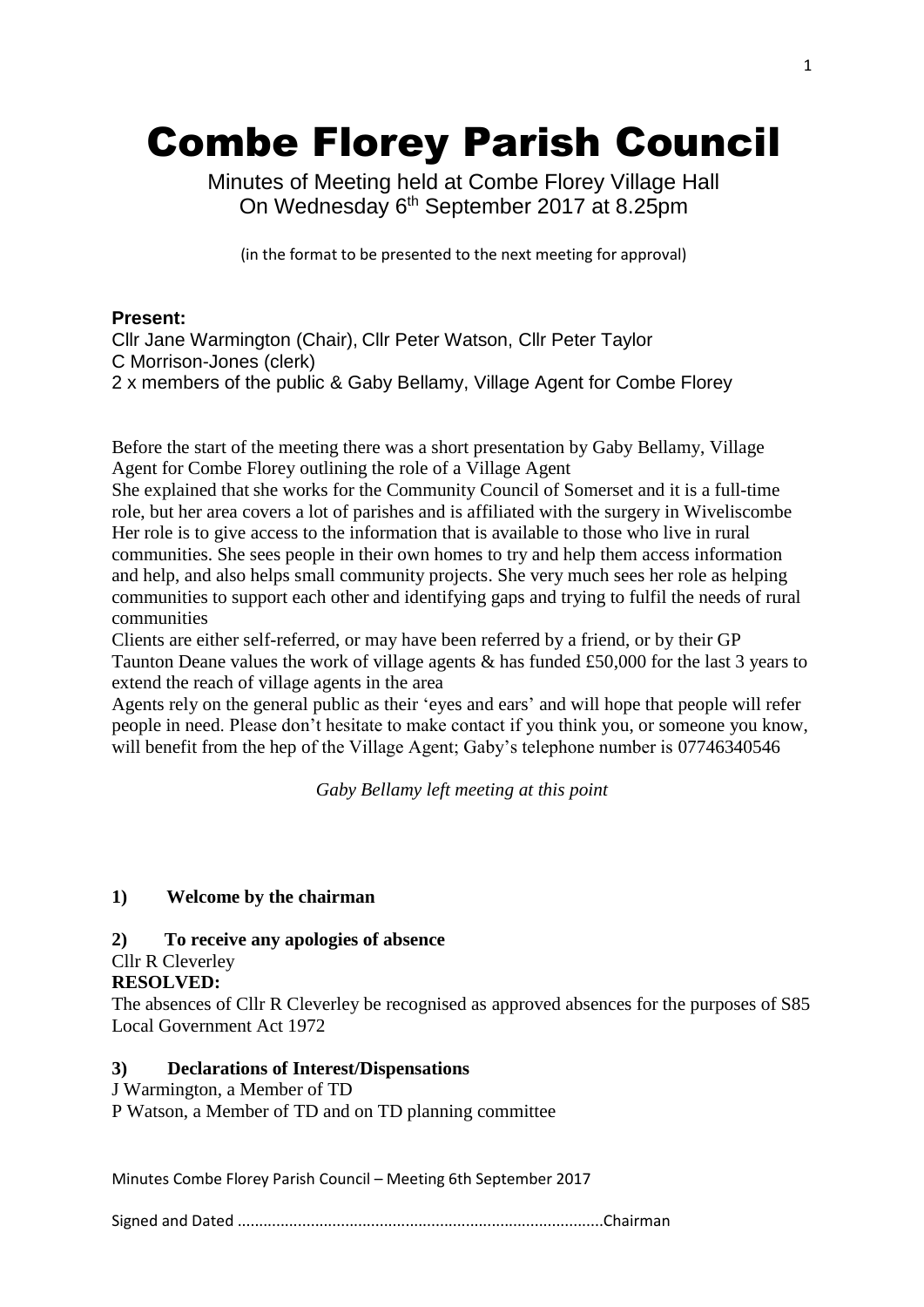# Combe Florey Parish Council

Minutes of Meeting held at Combe Florey Village Hall
On Wednesday 6th September 2017 at 8.25pm

(in the format to be presented to the next meeting for approval)

**Present:**
Cllr Jane Warmington (Chair), Cllr Peter Watson, Cllr Peter Taylor
C Morrison-Jones (clerk)
2 x members of the public & Gaby Bellamy, Village Agent for Combe Florey

Before the start of the meeting there was a short presentation by Gaby Bellamy, Village Agent for Combe Florey outlining the role of a Village Agent
She explained that she works for the Community Council of Somerset and it is a full-time role, but her area covers a lot of parishes and is affiliated with the surgery in Wiveliscombe
Her role is to give access to the information that is available to those who live in rural communities. She sees people in their own homes to try and help them access information and help, and also helps small community projects. She very much sees her role as helping communities to support each other and identifying gaps and trying to fulfil the needs of rural communities
Clients are either self-referred, or may have been referred by a friend, or by their GP
Taunton Deane values the work of village agents & has funded £50,000 for the last 3 years to extend the reach of village agents in the area
Agents rely on the general public as their 'eyes and ears' and will hope that people will refer people in need. Please don't hesitate to make contact if you think you, or someone you know, will benefit from the hep of the Village Agent; Gaby's telephone number is 07746340546

*Gaby Bellamy left meeting at this point*

**1) Welcome by the chairman**

**2) To receive any apologies of absence**

Cllr R Cleverley

**RESOLVED:**

The absences of Cllr R Cleverley be recognised as approved absences for the purposes of S85 Local Government Act 1972

**3) Declarations of Interest/Dispensations**

J Warmington, a Member of TD
P Watson, a Member of TD and on TD planning committee

Signed and Dated ....................................................................................Chairman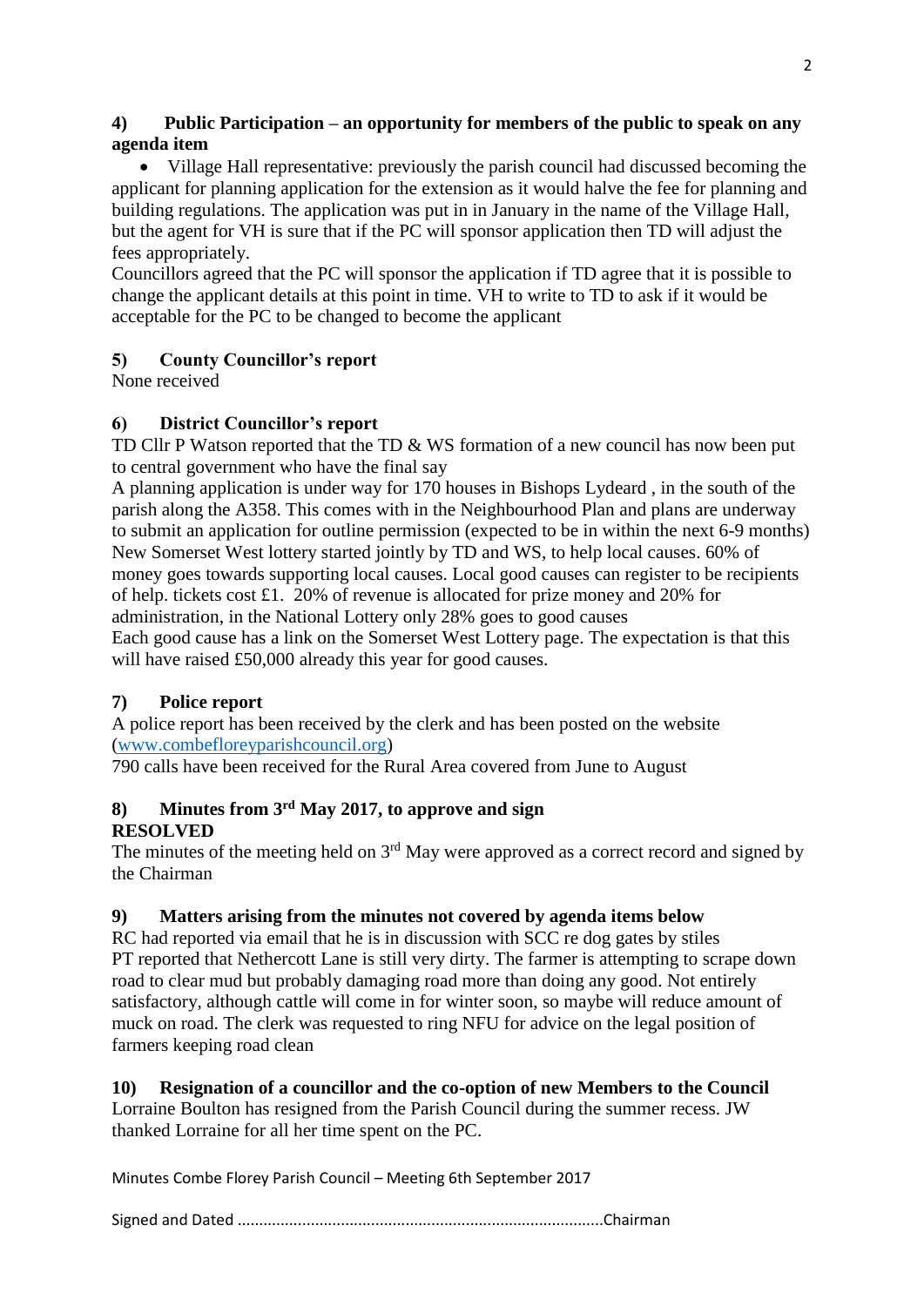**4) Public Participation – an opportunity for members of the public to speak on any agenda item**

- Village Hall representative: previously the parish council had discussed becoming the applicant for planning application for the extension as it would halve the fee for planning and building regulations. The application was put in in January in the name of the Village Hall, but the agent for VH is sure that if the PC will sponsor application then TD will adjust the fees appropriately.

Councillors agreed that the PC will sponsor the application if TD agree that it is possible to change the applicant details at this point in time. VH to write to TD to ask if it would be acceptable for the PC to be changed to become the applicant

**5) County Councillor's report**

None received

**6) District Councillor's report**

TD Cllr P Watson reported that the TD & WS formation of a new council has now been put to central government who have the final say

A planning application is under way for 170 houses in Bishops Lydeard , in the south of the parish along the A358. This comes with in the Neighbourhood Plan and plans are underway to submit an application for outline permission (expected to be in within the next 6-9 months)

New Somerset West lottery started jointly by TD and WS, to help local causes. 60% of money goes towards supporting local causes. Local good causes can register to be recipients of help. tickets cost £1. 20% of revenue is allocated for prize money and 20% for administration, in the National Lottery only 28% goes to good causes

Each good cause has a link on the Somerset West Lottery page. The expectation is that this will have raised £50,000 already this year for good causes.

**7) Police report**

A police report has been received by the clerk and has been posted on the website (www.combefloreyparishcouncil.org)

790 calls have been received for the Rural Area covered from June to August

**8) Minutes from 3rd May 2017, to approve and sign**
**RESOLVED**

The minutes of the meeting held on 3rd May were approved as a correct record and signed by the Chairman

**9) Matters arising from the minutes not covered by agenda items below**

RC had reported via email that he is in discussion with SCC re dog gates by stiles

PT reported that Nethercott Lane is still very dirty. The farmer is attempting to scrape down road to clear mud but probably damaging road more than doing any good. Not entirely satisfactory, although cattle will come in for winter soon, so maybe will reduce amount of muck on road. The clerk was requested to ring NFU for advice on the legal position of farmers keeping road clean

**10) Resignation of a councillor and the co-option of new Members to the Council**

Lorraine Boulton has resigned from the Parish Council during the summer recess. JW thanked Lorraine for all her time spent on the PC.

Minutes Combe Florey Parish Council – Meeting 6th September 2017

Signed and Dated ....................................................................................Chairman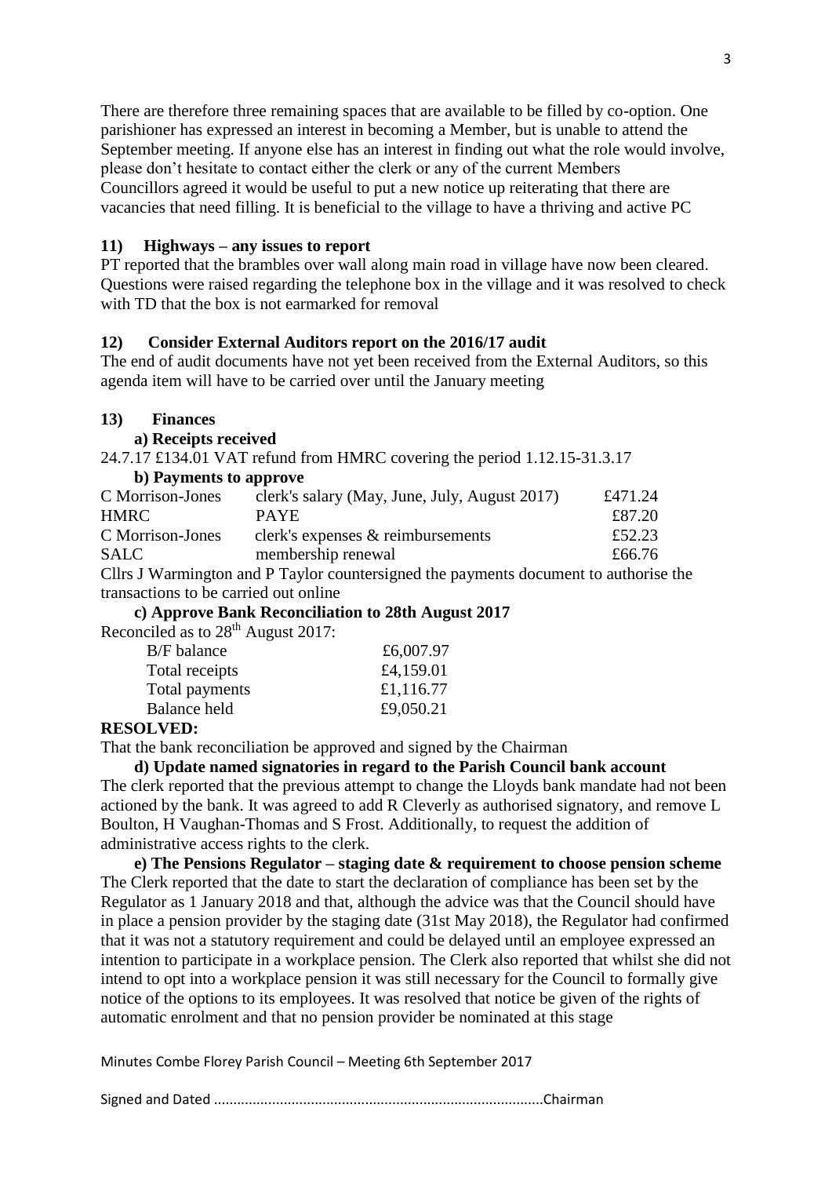There are therefore three remaining spaces that are available to be filled by co-option. One parishioner has expressed an interest in becoming a Member, but is unable to attend the September meeting. If anyone else has an interest in finding out what the role would involve, please don't hesitate to contact either the clerk or any of the current Members Councillors agreed it would be useful to put a new notice up reiterating that there are vacancies that need filling. It is beneficial to the village to have a thriving and active PC

**11) Highways – any issues to report**

PT reported that the brambles over wall along main road in village have now been cleared. Questions were raised regarding the telephone box in the village and it was resolved to check with TD that the box is not earmarked for removal

**12) Consider External Auditors report on the 2016/17 audit**

The end of audit documents have not yet been received from the External Auditors, so this agenda item will have to be carried over until the January meeting

**13) Finances**

**a) Receipts received**

24.7.17 £134.01 VAT refund from HMRC covering the period 1.12.15-31.3.17

**b) Payments to approve**

| | | |
|---|---|---|
| C Morrison-Jones | clerk's salary (May, June, July, August 2017) | £471.24 |
| HMRC | PAYE | £87.20 |
| C Morrison-Jones | clerk's expenses & reimbursements | £52.23 |
| SALC | membership renewal | £66.76 |

Cllrs J Warmington and P Taylor countersigned the payments document to authorise the transactions to be carried out online

**c) Approve Bank Reconciliation to 28th August 2017**

Reconciled as to 28th August 2017:

| | |
|---|---|
| B/F balance | £6,007.97 |
| Total receipts | £4,159.01 |
| Total payments | £1,116.77 |
| Balance held | £9,050.21 |

**RESOLVED:**

That the bank reconciliation be approved and signed by the Chairman

**d) Update named signatories in regard to the Parish Council bank account**

The clerk reported that the previous attempt to change the Lloyds bank mandate had not been actioned by the bank. It was agreed to add R Cleverly as authorised signatory, and remove L Boulton, H Vaughan-Thomas and S Frost. Additionally, to request the addition of administrative access rights to the clerk.

**e) The Pensions Regulator – staging date & requirement to choose pension scheme**

The Clerk reported that the date to start the declaration of compliance has been set by the Regulator as 1 January 2018 and that, although the advice was that the Council should have in place a pension provider by the staging date (31st May 2018), the Regulator had confirmed that it was not a statutory requirement and could be delayed until an employee expressed an intention to participate in a workplace pension. The Clerk also reported that whilst she did not intend to opt into a workplace pension it was still necessary for the Council to formally give notice of the options to its employees. It was resolved that notice be given of the rights of automatic enrolment and that no pension provider be nominated at this stage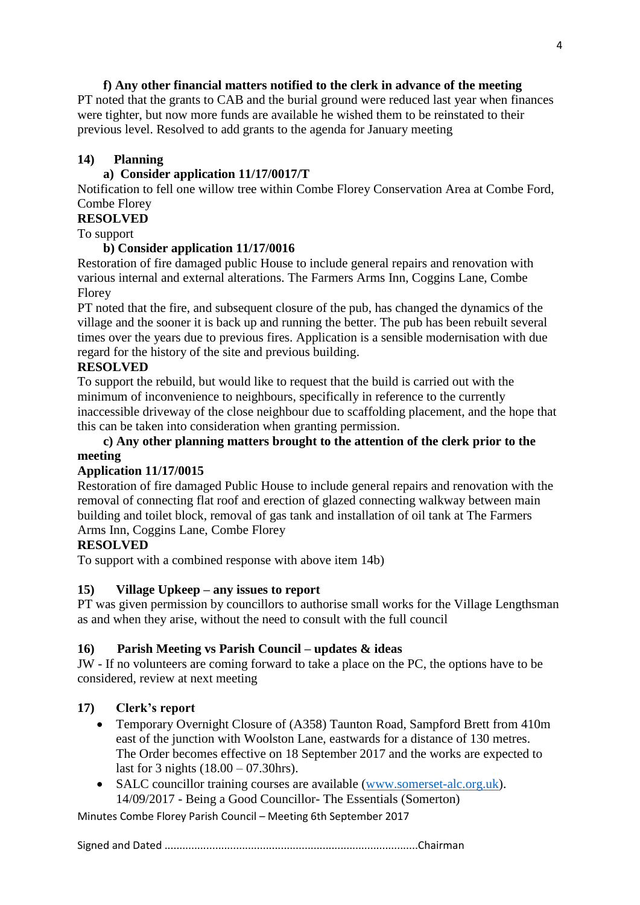**f) Any other financial matters notified to the clerk in advance of the meeting**

PT noted that the grants to CAB and the burial ground were reduced last year when finances were tighter, but now more funds are available he wished them to be reinstated to their previous level. Resolved to add grants to the agenda for January meeting

## 14) Planning

**a) Consider application 11/17/0017/T**

Notification to fell one willow tree within Combe Florey Conservation Area at Combe Ford, Combe Florey

**RESOLVED**

To support

**b) Consider application 11/17/0016**

Restoration of fire damaged public House to include general repairs and renovation with various internal and external alterations. The Farmers Arms Inn, Coggins Lane, Combe Florey

PT noted that the fire, and subsequent closure of the pub, has changed the dynamics of the village and the sooner it is back up and running the better. The pub has been rebuilt several times over the years due to previous fires. Application is a sensible modernisation with due regard for the history of the site and previous building.

**RESOLVED**

To support the rebuild, but would like to request that the build is carried out with the minimum of inconvenience to neighbours, specifically in reference to the currently inaccessible driveway of the close neighbour due to scaffolding placement, and the hope that this can be taken into consideration when granting permission.

**c) Any other planning matters brought to the attention of the clerk prior to the meeting**

**Application 11/17/0015**

Restoration of fire damaged Public House to include general repairs and renovation with the removal of connecting flat roof and erection of glazed connecting walkway between main building and toilet block, removal of gas tank and installation of oil tank at The Farmers Arms Inn, Coggins Lane, Combe Florey

**RESOLVED**

To support with a combined response with above item 14b)

## 15) Village Upkeep – any issues to report

PT was given permission by councillors to authorise small works for the Village Lengthsman as and when they arise, without the need to consult with the full council

## 16) Parish Meeting vs Parish Council – updates & ideas

JW - If no volunteers are coming forward to take a place on the PC, the options have to be considered, review at next meeting

## 17) Clerk's report

- Temporary Overnight Closure of (A358) Taunton Road, Sampford Brett from 410m east of the junction with Woolston Lane, eastwards for a distance of 130 metres. The Order becomes effective on 18 September 2017 and the works are expected to last for 3 nights (18.00 – 07.30hrs).
- SALC councillor training courses are available (www.somerset-alc.org.uk). 14/09/2017 - Being a Good Councillor- The Essentials (Somerton)

Minutes Combe Florey Parish Council – Meeting 6th September 2017

Signed and Dated ....................................................................................Chairman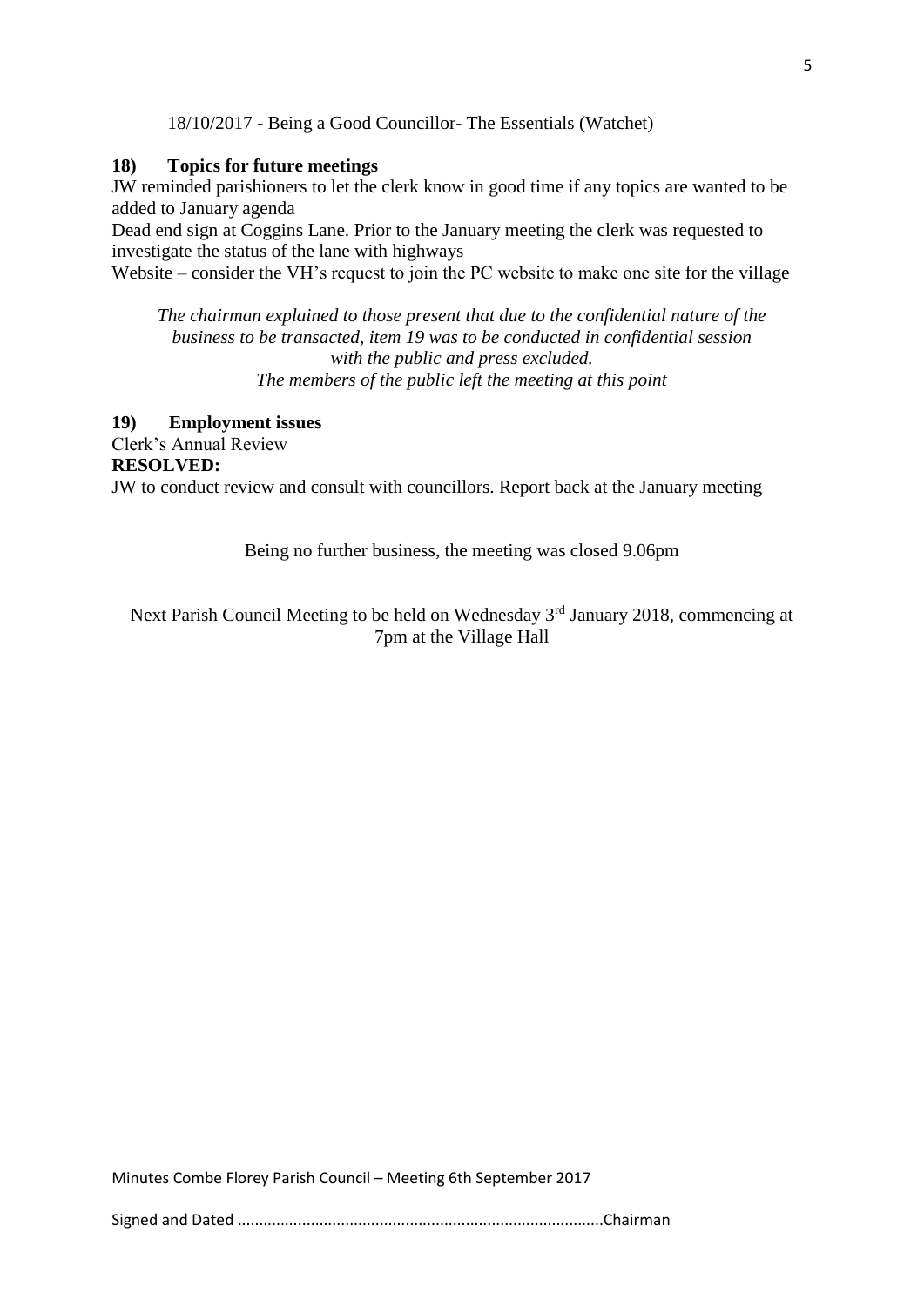18/10/2017 - Being a Good Councillor- The Essentials (Watchet)

**18) Topics for future meetings**

JW reminded parishioners to let the clerk know in good time if any topics are wanted to be added to January agenda

Dead end sign at Coggins Lane. Prior to the January meeting the clerk was requested to investigate the status of the lane with highways

Website – consider the VH's request to join the PC website to make one site for the village

*The chairman explained to those present that due to the confidential nature of the business to be transacted, item 19 was to be conducted in confidential session with the public and press excluded.*
*The members of the public left the meeting at this point*

**19) Employment issues**

Clerk's Annual Review

**RESOLVED:**

JW to conduct review and consult with councillors. Report back at the January meeting

Being no further business, the meeting was closed 9.06pm

Next Parish Council Meeting to be held on Wednesday 3rd January 2018, commencing at 7pm at the Village Hall

Minutes Combe Florey Parish Council – Meeting 6th September 2017

Signed and Dated ....................................................................................Chairman